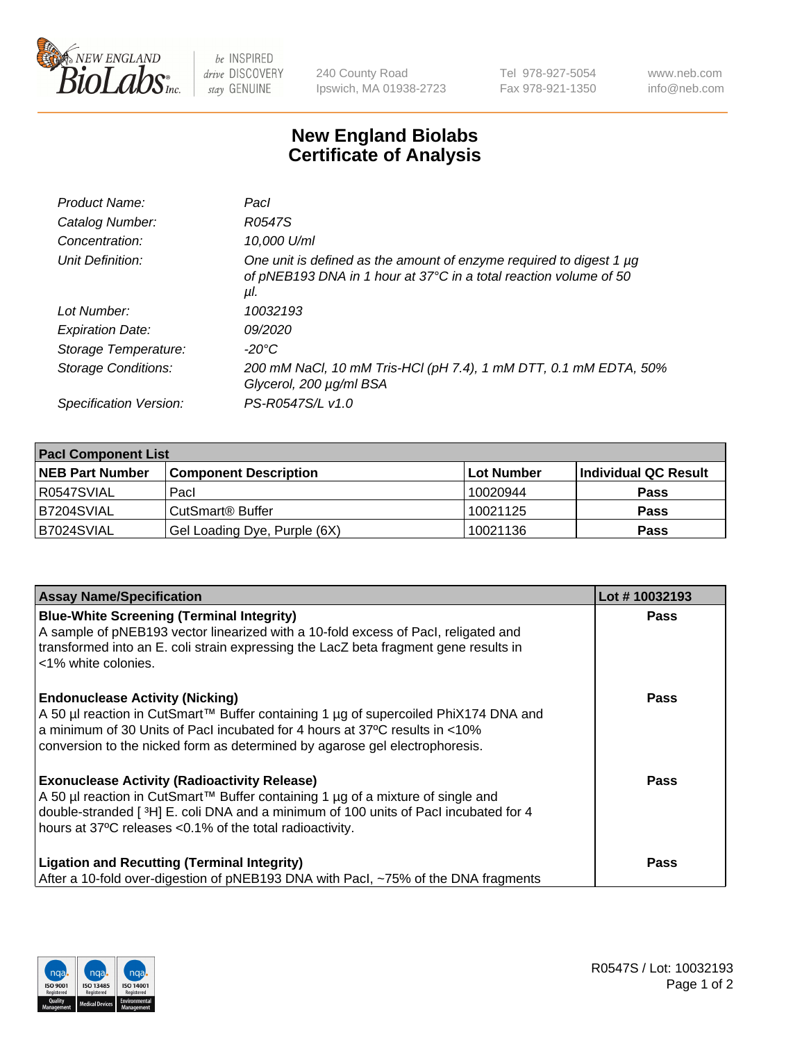# New England Biolabs Certificate of Analysis

| | |
|---|---|
| *Product Name:* | *PacI* |
| *Catalog Number:* | *R0547S* |
| *Concentration:* | *10,000 U/ml* |
| *Unit Definition:* | *One unit is defined as the amount of enzyme required to digest 1 µg of pNEB193 DNA in 1 hour at 37°C in a total reaction volume of 50 µl.* |
| *Lot Number:* | *10032193* |
| *Expiration Date:* | *09/2020* |
| *Storage Temperature:* | *-20°C* |
| *Storage Conditions:* | *200 mM NaCl, 10 mM Tris-HCl (pH 7.4), 1 mM DTT, 0.1 mM EDTA, 50% Glycerol, 200 µg/ml BSA* |
| *Specification Version:* | *PS-R0547S/L v1.0* |

| PacI Component List | | | |
|---|---|---|---|
| **NEB Part Number** | **Component Description** | **Lot Number** | **Individual QC Result** |
| R0547SVIAL | PacI | 10020944 | **Pass** |
| B7204SVIAL | CutSmart® Buffer | 10021125 | **Pass** |
| B7024SVIAL | Gel Loading Dye, Purple (6X) | 10021136 | **Pass** |

| Assay Name/Specification | Lot # 10032193 |
|---|---|
| **Blue-White Screening (Terminal Integrity)**<br>A sample of pNEB193 vector linearized with a 10-fold excess of PacI, religated and transformed into an E. coli strain expressing the LacZ beta fragment gene results in <1% white colonies. | **Pass** |
| **Endonuclease Activity (Nicking)**<br>A 50 µl reaction in CutSmart™ Buffer containing 1 µg of supercoiled PhiX174 DNA and a minimum of 30 Units of PacI incubated for 4 hours at 37ºC results in <10% conversion to the nicked form as determined by agarose gel electrophoresis. | **Pass** |
| **Exonuclease Activity (Radioactivity Release)**<br>A 50 µl reaction in CutSmart™ Buffer containing 1 µg of a mixture of single and double-stranded [ $^{3}$H] E. coli DNA and a minimum of 100 units of PacI incubated for 4 hours at 37ºC releases <0.1% of the total radioactivity. | **Pass** |
| **Ligation and Recutting (Terminal Integrity)**<br>After a 10-fold over-digestion of pNEB193 DNA with PacI, ~75% of the DNA fragments | **Pass** |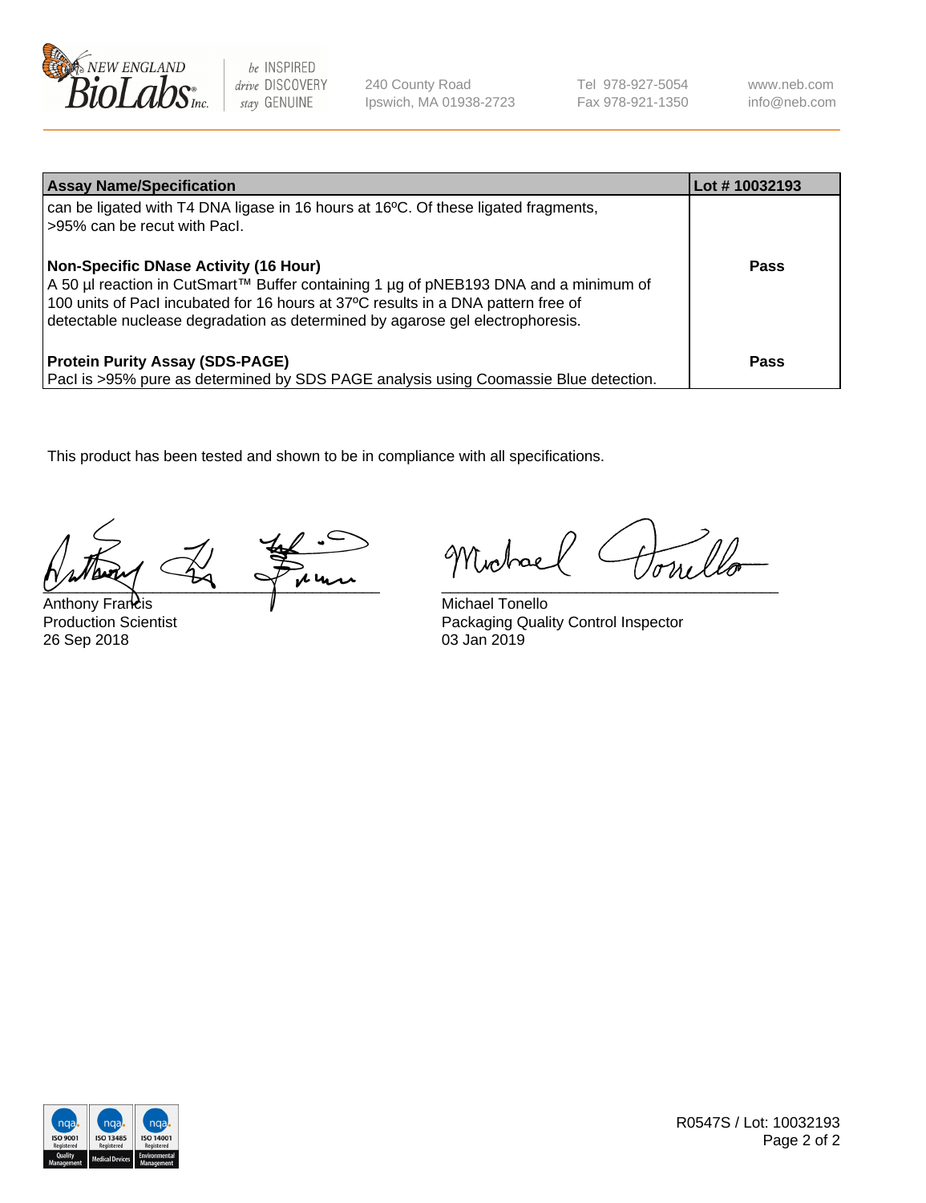NEW ENGLAND BioLabs Inc. — be INSPIRED drive DISCOVERY stay GENUINE

240 County Road
Ipswich, MA 01938-2723

Tel 978-927-5054
Fax 978-921-1350

www.neb.com
info@neb.com

| Assay Name/Specification | Lot # 10032193 |
| --- | --- |
| can be ligated with T4 DNA ligase in 16 hours at 16ºC. Of these ligated fragments, >95% can be recut with PacI. | |
| **Non-Specific DNase Activity (16 Hour)**<br>A 50 µl reaction in CutSmart™ Buffer containing 1 µg of pNEB193 DNA and a minimum of 100 units of PacI incubated for 16 hours at 37ºC results in a DNA pattern free of detectable nuclease degradation as determined by agarose gel electrophoresis. | **Pass** |
| **Protein Purity Assay (SDS-PAGE)**<br>PacI is >95% pure as determined by SDS PAGE analysis using Coomassie Blue detection. | **Pass** |

This product has been tested and shown to be in compliance with all specifications.

Anthony Francis
Production Scientist
26 Sep 2018

Michael Tonello
Packaging Quality Control Inspector
03 Jan 2019

R0547S / Lot: 10032193